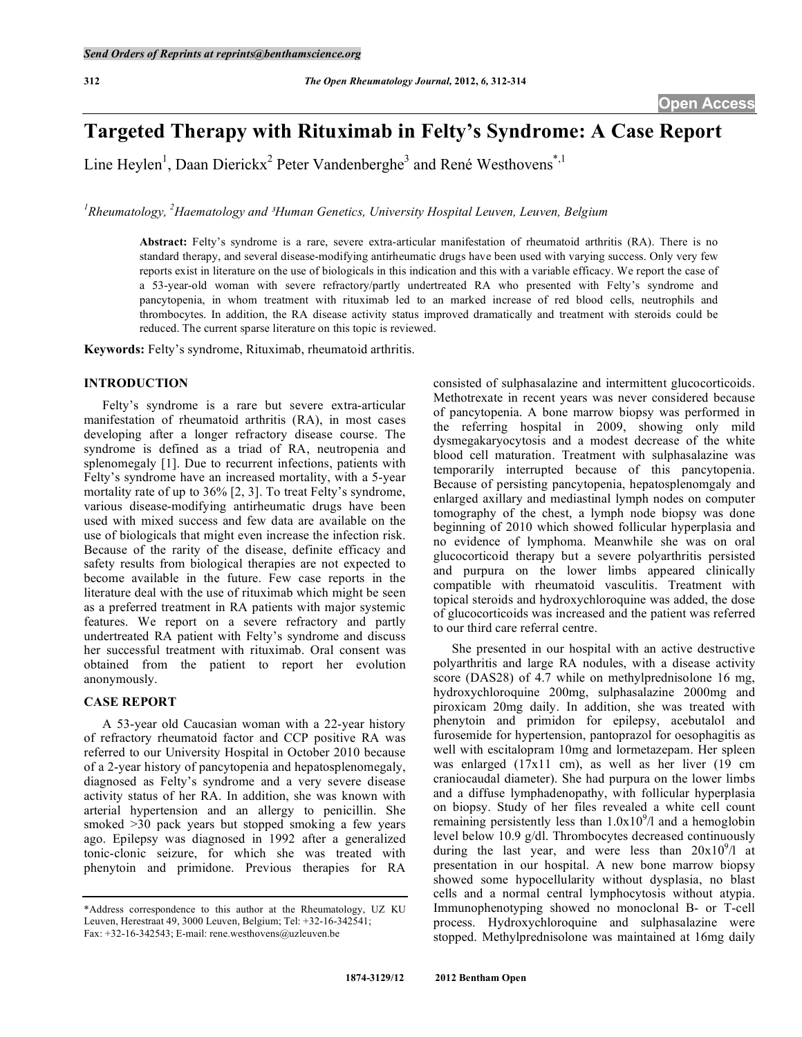# Targeted Therapy with Rituximab in Felty's Syndrome: A Case Report

Line Heylen[1], Daan Dierickx[2] Peter Vandenberghe[3] and René Westhovens[*,1]

[1]Rheumatology, [2]Haematology and [3]Human Genetics, University Hospital Leuven, Leuven, Belgium

**Abstract:** Felty's syndrome is a rare, severe extra-articular manifestation of rheumatoid arthritis (RA). There is no standard therapy, and several disease-modifying antirheumatic drugs have been used with varying success. Only very few reports exist in literature on the use of biologicals in this indication and this with a variable efficacy. We report the case of a 53-year-old woman with severe refractory/partly undertreated RA who presented with Felty's syndrome and pancytopenia, in whom treatment with rituximab led to an marked increase of red blood cells, neutrophils and thrombocytes. In addition, the RA disease activity status improved dramatically and treatment with steroids could be reduced. The current sparse literature on this topic is reviewed.

**Keywords:** Felty's syndrome, Rituximab, rheumatoid arthritis.

## INTRODUCTION

Felty's syndrome is a rare but severe extra-articular manifestation of rheumatoid arthritis (RA), in most cases developing after a longer refractory disease course. The syndrome is defined as a triad of RA, neutropenia and splenomegaly [1]. Due to recurrent infections, patients with Felty's syndrome have an increased mortality, with a 5-year mortality rate of up to 36% [2, 3]. To treat Felty's syndrome, various disease-modifying antirheumatic drugs have been used with mixed success and few data are available on the use of biologicals that might even increase the infection risk. Because of the rarity of the disease, definite efficacy and safety results from biological therapies are not expected to become available in the future. Few case reports in the literature deal with the use of rituximab which might be seen as a preferred treatment in RA patients with major systemic features. We report on a severe refractory and partly undertreated RA patient with Felty's syndrome and discuss her successful treatment with rituximab. Oral consent was obtained from the patient to report her evolution anonymously.

## CASE REPORT

A 53-year old Caucasian woman with a 22-year history of refractory rheumatoid factor and CCP positive RA was referred to our University Hospital in October 2010 because of a 2-year history of pancytopenia and hepatosplenomegaly, diagnosed as Felty's syndrome and a very severe disease activity status of her RA. In addition, she was known with arterial hypertension and an allergy to penicillin. She smoked >30 pack years but stopped smoking a few years ago. Epilepsy was diagnosed in 1992 after a generalized tonic-clonic seizure, for which she was treated with phenytoin and primidone. Previous therapies for RA consisted of sulphasalazine and intermittent glucocorticoids. Methotrexate in recent years was never considered because of pancytopenia. A bone marrow biopsy was performed in the referring hospital in 2009, showing only mild dysmegakaryocytosis and a modest decrease of the white blood cell maturation. Treatment with sulphasalazine was temporarily interrupted because of this pancytopenia. Because of persisting pancytopenia, hepatosplenomgaly and enlarged axillary and mediastinal lymph nodes on computer tomography of the chest, a lymph node biopsy was done beginning of 2010 which showed follicular hyperplasia and no evidence of lymphoma. Meanwhile she was on oral glucocorticoid therapy but a severe polyarthritis persisted and purpura on the lower limbs appeared clinically compatible with rheumatoid vasculitis. Treatment with topical steroids and hydroxychloroquine was added, the dose of glucocorticoids was increased and the patient was referred to our third care referral centre.

She presented in our hospital with an active destructive polyarthritis and large RA nodules, with a disease activity score (DAS28) of 4.7 while on methylprednisolone 16 mg, hydroxychloroquine 200mg, sulphasalazine 2000mg and piroxicam 20mg daily. In addition, she was treated with phenytoin and primidon for epilepsy, acebutalol and furosemide for hypertension, pantoprazol for oesophagitis as well with escitalopram 10mg and lormetazepam. Her spleen was enlarged (17x11 cm), as well as her liver (19 cm craniocaudal diameter). She had purpura on the lower limbs and a diffuse lymphadenopathy, with follicular hyperplasia on biopsy. Study of her files revealed a white cell count remaining persistently less than $1.0 \times 10^9$/l and a hemoglobin level below 10.9 g/dl. Thrombocytes decreased continuously during the last year, and were less than $20 \times 10^9$/l at presentation in our hospital. A new bone marrow biopsy showed some hypocellularity without dysplasia, no blast cells and a normal central lymphocytosis without atypia. Immunophenotyping showed no monoclonal B- or T-cell process. Hydroxychloroquine and sulphasalazine were stopped. Methylprednisolone was maintained at 16mg daily

*Address correspondence to this author at the Rheumatology, UZ KU Leuven, Herestraat 49, 3000 Leuven, Belgium; Tel: +32-16-342541; Fax: +32-16-342543; E-mail: rene.westhovens@uzleuven.be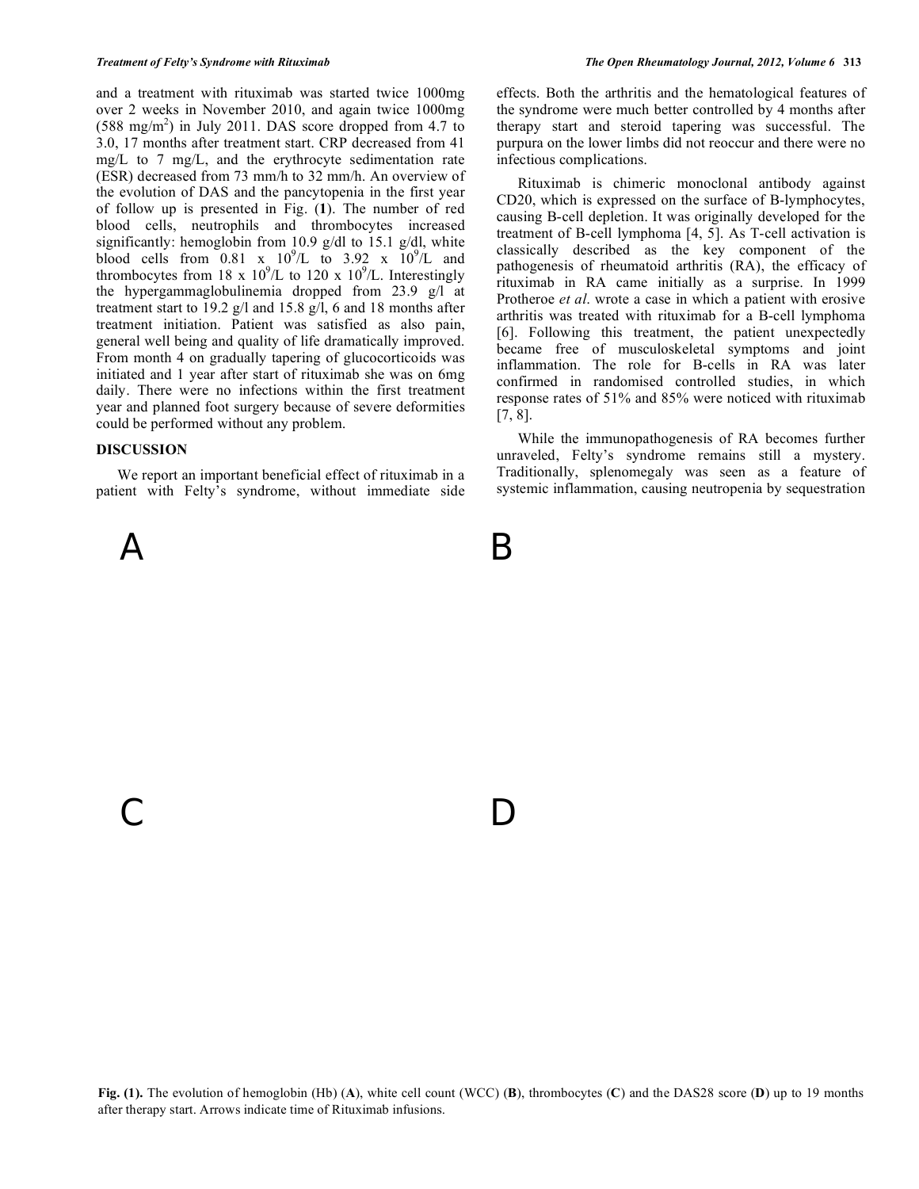and a treatment with rituximab was started twice 1000mg over 2 weeks in November 2010, and again twice 1000mg (588 mg/m$^2$) in July 2011. DAS score dropped from 4.7 to 3.0, 17 months after treatment start. CRP decreased from 41 mg/L to 7 mg/L, and the erythrocyte sedimentation rate (ESR) decreased from 73 mm/h to 32 mm/h. An overview of the evolution of DAS and the pancytopenia in the first year of follow up is presented in Fig. (**1**). The number of red blood cells, neutrophils and thrombocytes increased significantly: hemoglobin from 10.9 g/dl to 15.1 g/dl, white blood cells from 0.81 x $10^9$/L to 3.92 x $10^9$/L and thrombocytes from 18 x $10^9$/L to 120 x $10^9$/L. Interestingly the hypergammaglobulinemia dropped from 23.9 g/l at treatment start to 19.2 g/l and 15.8 g/l, 6 and 18 months after treatment initiation. Patient was satisfied as also pain, general well being and quality of life dramatically improved. From month 4 on gradually tapering of glucocorticoids was initiated and 1 year after start of rituximab she was on 6mg daily. There were no infections within the first treatment year and planned foot surgery because of severe deformities could be performed without any problem.

## DISCUSSION

We report an important beneficial effect of rituximab in a patient with Felty's syndrome, without immediate side effects. Both the arthritis and the hematological features of the syndrome were much better controlled by 4 months after therapy start and steroid tapering was successful. The purpura on the lower limbs did not reoccur and there were no infectious complications.

Rituximab is chimeric monoclonal antibody against CD20, which is expressed on the surface of B-lymphocytes, causing B-cell depletion. It was originally developed for the treatment of B-cell lymphoma [4, 5]. As T-cell activation is classically described as the key component of the pathogenesis of rheumatoid arthritis (RA), the efficacy of rituximab in RA came initially as a surprise. In 1999 Protheroe *et al*. wrote a case in which a patient with erosive arthritis was treated with rituximab for a B-cell lymphoma [6]. Following this treatment, the patient unexpectedly became free of musculoskeletal symptoms and joint inflammation. The role for B-cells in RA was later confirmed in randomised controlled studies, in which response rates of 51% and 85% were noticed with rituximab [7, 8].

While the immunopathogenesis of RA becomes further unraveled, Felty's syndrome remains still a mystery. Traditionally, splenomegaly was seen as a feature of systemic inflammation, causing neutropenia by sequestration

A

B

C

D

**Fig. (1).** The evolution of hemoglobin (Hb) (**A**), white cell count (WCC) (**B**), thrombocytes (**C**) and the DAS28 score (**D**) up to 19 months after therapy start. Arrows indicate time of Rituximab infusions.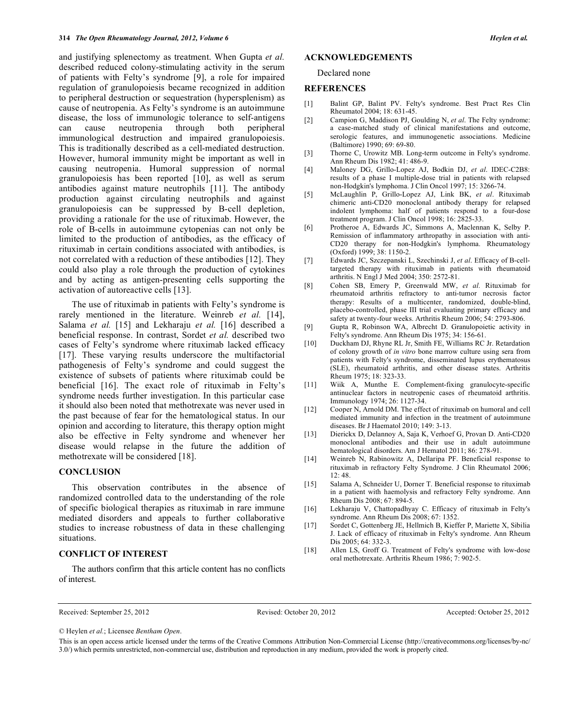and justifying splenectomy as treatment. When Gupta *et al.* described reduced colony-stimulating activity in the serum of patients with Felty's syndrome [9], a role for impaired regulation of granulopoiesis became recognized in addition to peripheral destruction or sequestration (hypersplenism) as cause of neutropenia. As Felty's syndrome is an autoimmune disease, the loss of immunologic tolerance to self-antigens can cause neutropenia through both peripheral immunological destruction and impaired granulopoiesis. This is traditionally described as a cell-mediated destruction. However, humoral immunity might be important as well in causing neutropenia. Humoral suppression of normal granulopoiesis has been reported [10], as well as serum antibodies against mature neutrophils [11]. The antibody production against circulating neutrophils and against granulopoiesis can be suppressed by B-cell depletion, providing a rationale for the use of rituximab. However, the role of B-cells in autoimmune cytopenias can not only be limited to the production of antibodies, as the efficacy of rituximab in certain conditions associated with antibodies, is not correlated with a reduction of these antibodies [12]. They could also play a role through the production of cytokines and by acting as antigen-presenting cells supporting the activation of autoreactive cells [13].

The use of rituximab in patients with Felty's syndrome is rarely mentioned in the literature. Weinreb *et al.* [14], Salama *et al.* [15] and Lekharaju *et al.* [16] described a beneficial response. In contrast, Sordet *et al.* described two cases of Felty's syndrome where rituximab lacked efficacy [17]. These varying results underscore the multifactorial pathogenesis of Felty's syndrome and could suggest the existence of subsets of patients where rituximab could be beneficial [16]. The exact role of rituximab in Felty's syndrome needs further investigation. In this particular case it should also been noted that methotrexate was never used in the past because of fear for the hematological status. In our opinion and according to literature, this therapy option might also be effective in Felty syndrome and whenever her disease would relapse in the future the addition of methotrexate will be considered [18].

## CONCLUSION

This observation contributes in the absence of randomized controlled data to the understanding of the role of specific biological therapies as rituximab in rare immune mediated disorders and appeals to further collaborative studies to increase robustness of data in these challenging situations.

## CONFLICT OF INTEREST

The authors confirm that this article content has no conflicts of interest.

## ACKNOWLEDGEMENTS

Declared none

## REFERENCES

[1] Balint GP, Balint PV. Felty's syndrome. Best Pract Res Clin Rheumatol 2004; 18: 631-45.

[2] Campion G, Maddison PJ, Goulding N, *et al.* The Felty syndrome: a case-matched study of clinical manifestations and outcome, serologic features, and immunogenetic associations. Medicine (Baltimore) 1990; 69: 69-80.

[3] Thorne C, Urowitz MB. Long-term outcome in Felty's syndrome. Ann Rheum Dis 1982; 41: 486-9.

[4] Maloney DG, Grillo-Lopez AJ, Bodkin DJ, *et al.* IDEC-C2B8: results of a phase I multiple-dose trial in patients with relapsed non-Hodgkin's lymphoma. J Clin Oncol 1997; 15: 3266-74.

[5] McLaughlin P, Grillo-Lopez AJ, Link BK, *et al.* Rituximab chimeric anti-CD20 monoclonal antibody therapy for relapsed indolent lymphoma: half of patients respond to a four-dose treatment program. J Clin Oncol 1998; 16: 2825-33.

[6] Protheroe A, Edwards JC, Simmons A, Maclennan K, Selby P. Remission of inflammatory arthropathy in association with anti-CD20 therapy for non-Hodgkin's lymphoma. Rheumatology (Oxford) 1999; 38: 1150-2.

[7] Edwards JC, Szczepanski L, Szechinski J, *et al.* Efficacy of B-cell-targeted therapy with rituximab in patients with rheumatoid arthritis. N Engl J Med 2004; 350: 2572-81.

[8] Cohen SB, Emery P, Greenwald MW, *et al.* Rituximab for rheumatoid arthritis refractory to anti-tumor necrosis factor therapy: Results of a multicenter, randomized, double-blind, placebo-controlled, phase III trial evaluating primary efficacy and safety at twenty-four weeks. Arthritis Rheum 2006; 54: 2793-806.

[9] Gupta R, Robinson WA, Albrecht D. Granulopoietic activity in Felty's syndrome. Ann Rheum Dis 1975; 34: 156-61.

[10] Duckham DJ, Rhyne RL Jr, Smith FE, Williams RC Jr. Retardation of colony growth of *in vitro* bone marrow culture using sera from patients with Felty's syndrome, disseminated lupus erythematosus (SLE), rheumatoid arthritis, and other disease states. Arthritis Rheum 1975; 18: 323-33.

[11] Wiik A, Munthe E. Complement-fixing granulocyte-specific antinuclear factors in neutropenic cases of rheumatoid arthritis. Immunology 1974; 26: 1127-34.

[12] Cooper N, Arnold DM. The effect of rituximab on humoral and cell mediated immunity and infection in the treatment of autoimmune diseases. Br J Haematol 2010; 149: 3-13.

[13] Dierickx D, Delannoy A, Saja K, Verhoef G, Provan D. Anti-CD20 monoclonal antibodies and their use in adult autoimmune hematological disorders. Am J Hematol 2011; 86: 278-91.

[14] Weinreb N, Rabinowitz A, Dellaripa PF. Beneficial response to rituximab in refractory Felty Syndrome. J Clin Rheumatol 2006; 12: 48.

[15] Salama A, Schneider U, Dorner T. Beneficial response to rituximab in a patient with haemolysis and refractory Felty syndrome. Ann Rheum Dis 2008; 67: 894-5.

[16] Lekharaju V, Chattopadhyay C. Efficacy of rituximab in Felty's syndrome. Ann Rheum Dis 2008; 67: 1352.

[17] Sordet C, Gottenberg JE, Hellmich B, Kieffer P, Mariette X, Sibilia J. Lack of efficacy of rituximab in Felty's syndrome. Ann Rheum Dis 2005; 64: 332-3.

[18] Allen LS, Groff G. Treatment of Felty's syndrome with low-dose oral methotrexate. Arthritis Rheum 1986; 7: 902-5.

Received: September 25, 2012 Revised: October 20, 2012 Accepted: October 25, 2012

© Heylen *et al.*; Licensee *Bentham Open*.

This is an open access article licensed under the terms of the Creative Commons Attribution Non-Commercial License (http://creativecommons.org/licenses/by-nc/3.0/) which permits unrestricted, non-commercial use, distribution and reproduction in any medium, provided the work is properly cited.